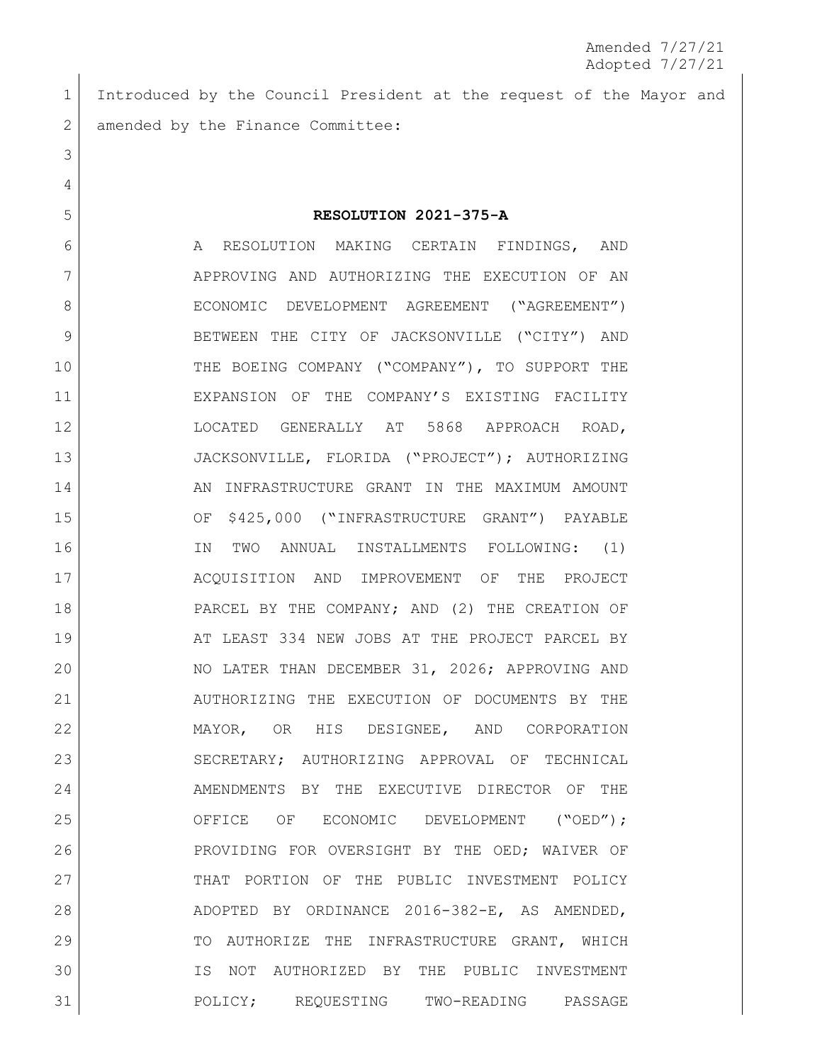Amended 7/27/21
Adopted 7/27/21

Introduced by the Council President at the request of the Mayor and amended by the Finance Committee:

**RESOLUTION 2021-375-A**

A RESOLUTION MAKING CERTAIN FINDINGS, AND APPROVING AND AUTHORIZING THE EXECUTION OF AN ECONOMIC DEVELOPMENT AGREEMENT ("AGREEMENT") BETWEEN THE CITY OF JACKSONVILLE ("CITY") AND THE BOEING COMPANY ("COMPANY"), TO SUPPORT THE EXPANSION OF THE COMPANY'S EXISTING FACILITY LOCATED GENERALLY AT 5868 APPROACH ROAD, JACKSONVILLE, FLORIDA ("PROJECT"); AUTHORIZING AN INFRASTRUCTURE GRANT IN THE MAXIMUM AMOUNT OF $425,000 ("INFRASTRUCTURE GRANT") PAYABLE IN TWO ANNUAL INSTALLMENTS FOLLOWING: (1) ACQUISITION AND IMPROVEMENT OF THE PROJECT PARCEL BY THE COMPANY; AND (2) THE CREATION OF AT LEAST 334 NEW JOBS AT THE PROJECT PARCEL BY NO LATER THAN DECEMBER 31, 2026; APPROVING AND AUTHORIZING THE EXECUTION OF DOCUMENTS BY THE MAYOR, OR HIS DESIGNEE, AND CORPORATION SECRETARY; AUTHORIZING APPROVAL OF TECHNICAL AMENDMENTS BY THE EXECUTIVE DIRECTOR OF THE OFFICE OF ECONOMIC DEVELOPMENT ("OED"); PROVIDING FOR OVERSIGHT BY THE OED; WAIVER OF THAT PORTION OF THE PUBLIC INVESTMENT POLICY ADOPTED BY ORDINANCE 2016-382-E, AS AMENDED, TO AUTHORIZE THE INFRASTRUCTURE GRANT, WHICH IS NOT AUTHORIZED BY THE PUBLIC INVESTMENT POLICY; REQUESTING TWO-READING PASSAGE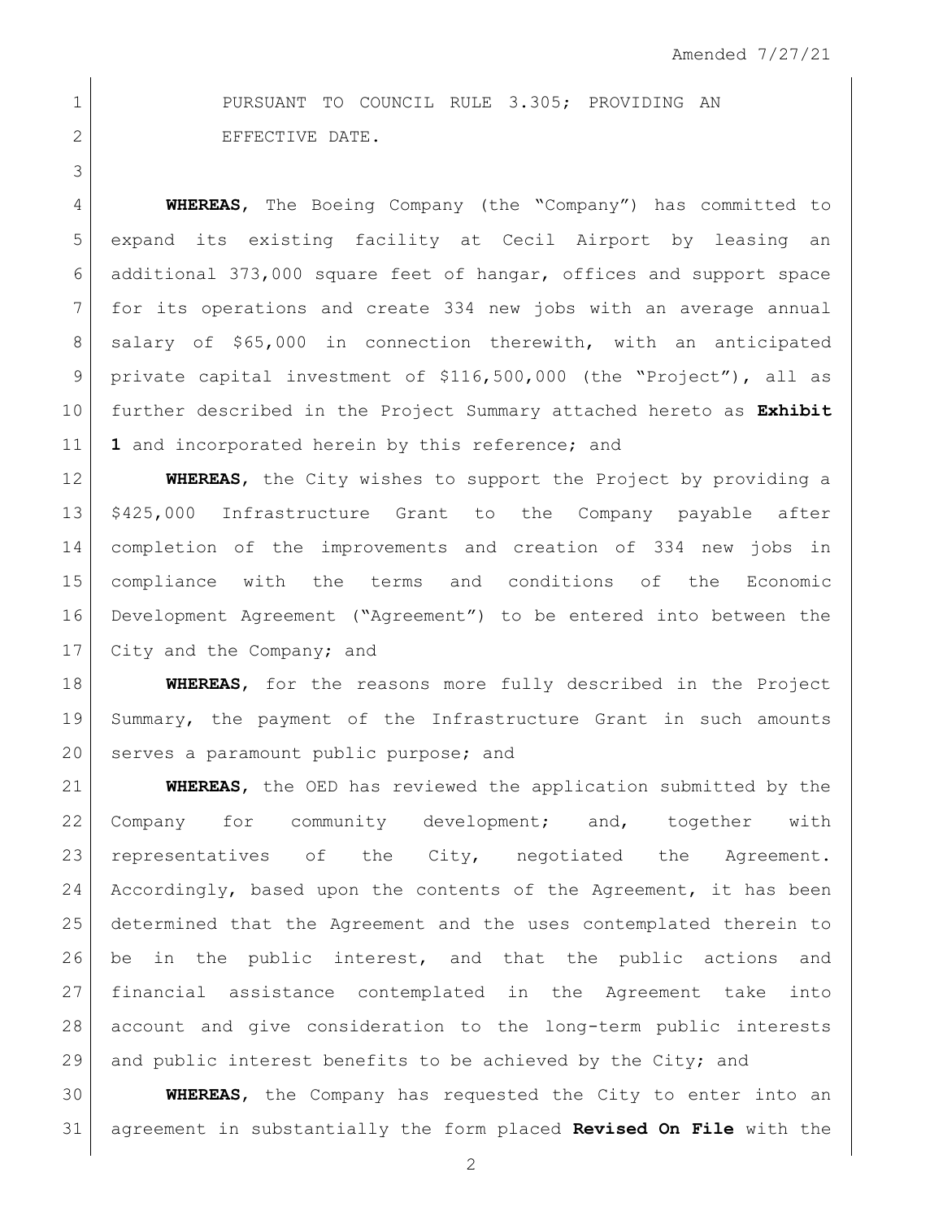Amended 7/27/21

PURSUANT TO COUNCIL RULE 3.305; PROVIDING AN EFFECTIVE DATE.

**WHEREAS**, The Boeing Company (the "Company") has committed to expand its existing facility at Cecil Airport by leasing an additional 373,000 square feet of hangar, offices and support space for its operations and create 334 new jobs with an average annual salary of $65,000 in connection therewith, with an anticipated private capital investment of $116,500,000 (the "Project"), all as further described in the Project Summary attached hereto as **Exhibit 1** and incorporated herein by this reference; and

**WHEREAS**, the City wishes to support the Project by providing a $425,000 Infrastructure Grant to the Company payable after completion of the improvements and creation of 334 new jobs in compliance with the terms and conditions of the Economic Development Agreement ("Agreement") to be entered into between the City and the Company; and

**WHEREAS**, for the reasons more fully described in the Project Summary, the payment of the Infrastructure Grant in such amounts serves a paramount public purpose; and

**WHEREAS**, the OED has reviewed the application submitted by the Company for community development; and, together with representatives of the City, negotiated the Agreement. Accordingly, based upon the contents of the Agreement, it has been determined that the Agreement and the uses contemplated therein to be in the public interest, and that the public actions and financial assistance contemplated in the Agreement take into account and give consideration to the long-term public interests and public interest benefits to be achieved by the City; and

**WHEREAS**, the Company has requested the City to enter into an agreement in substantially the form placed **Revised On File** with the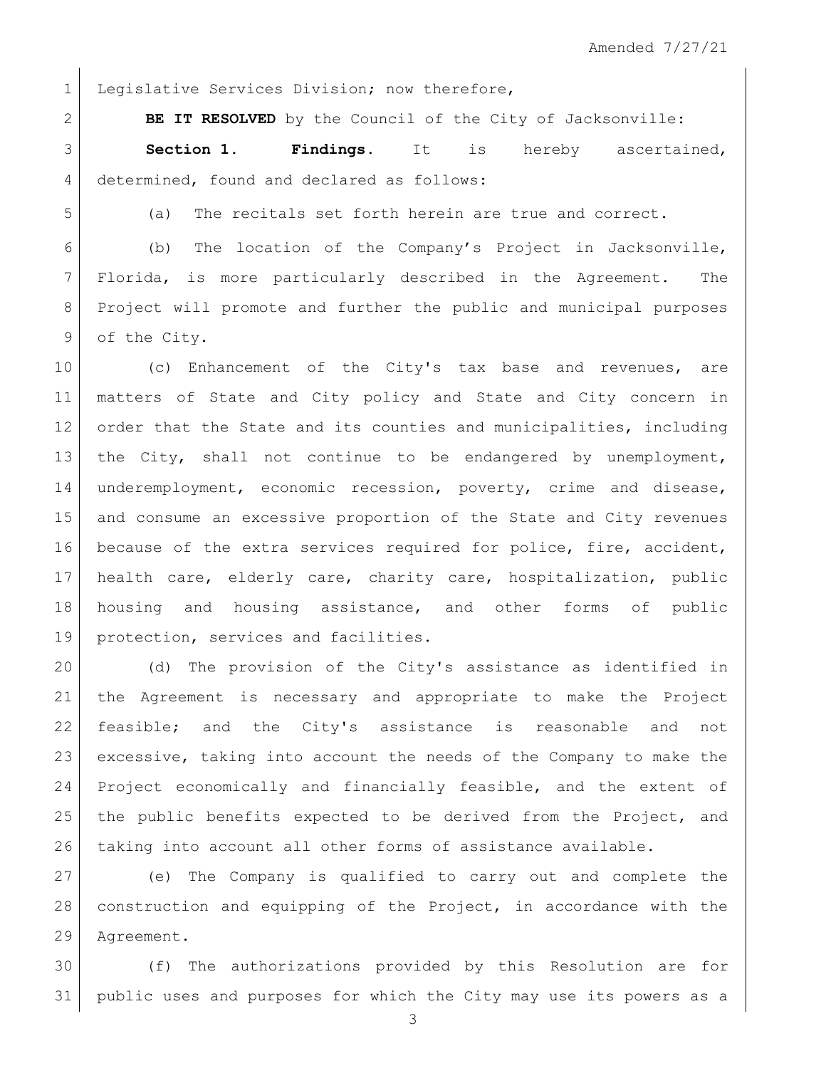Legislative Services Division; now therefore,

**BE IT RESOLVED** by the Council of the City of Jacksonville:

**Section 1. Findings.** It is hereby ascertained, determined, found and declared as follows:

(a) The recitals set forth herein are true and correct.

(b) The location of the Company's Project in Jacksonville, Florida, is more particularly described in the Agreement. The Project will promote and further the public and municipal purposes of the City.

(c) Enhancement of the City's tax base and revenues, are matters of State and City policy and State and City concern in order that the State and its counties and municipalities, including the City, shall not continue to be endangered by unemployment, underemployment, economic recession, poverty, crime and disease, and consume an excessive proportion of the State and City revenues because of the extra services required for police, fire, accident, health care, elderly care, charity care, hospitalization, public housing and housing assistance, and other forms of public protection, services and facilities.

(d) The provision of the City's assistance as identified in the Agreement is necessary and appropriate to make the Project feasible; and the City's assistance is reasonable and not excessive, taking into account the needs of the Company to make the Project economically and financially feasible, and the extent of the public benefits expected to be derived from the Project, and taking into account all other forms of assistance available.

(e) The Company is qualified to carry out and complete the construction and equipping of the Project, in accordance with the Agreement.

(f) The authorizations provided by this Resolution are for public uses and purposes for which the City may use its powers as a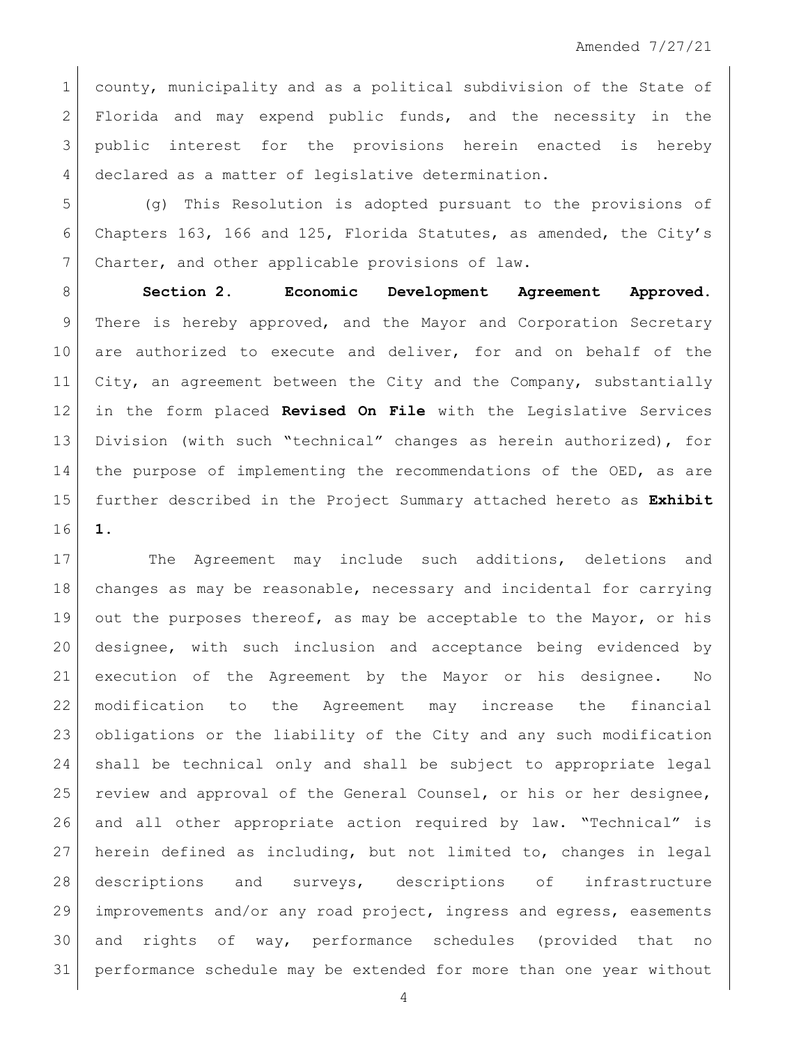county, municipality and as a political subdivision of the State of Florida and may expend public funds, and the necessity in the public interest for the provisions herein enacted is hereby declared as a matter of legislative determination.

(g) This Resolution is adopted pursuant to the provisions of Chapters 163, 166 and 125, Florida Statutes, as amended, the City's Charter, and other applicable provisions of law.

**Section 2. Economic Development Agreement Approved.** There is hereby approved, and the Mayor and Corporation Secretary are authorized to execute and deliver, for and on behalf of the City, an agreement between the City and the Company, substantially in the form placed **Revised On File** with the Legislative Services Division (with such "technical" changes as herein authorized), for the purpose of implementing the recommendations of the OED, as are further described in the Project Summary attached hereto as **Exhibit 1.**

The Agreement may include such additions, deletions and changes as may be reasonable, necessary and incidental for carrying out the purposes thereof, as may be acceptable to the Mayor, or his designee, with such inclusion and acceptance being evidenced by execution of the Agreement by the Mayor or his designee. No modification to the Agreement may increase the financial obligations or the liability of the City and any such modification shall be technical only and shall be subject to appropriate legal review and approval of the General Counsel, or his or her designee, and all other appropriate action required by law. "Technical" is herein defined as including, but not limited to, changes in legal descriptions and surveys, descriptions of infrastructure improvements and/or any road project, ingress and egress, easements and rights of way, performance schedules (provided that no performance schedule may be extended for more than one year without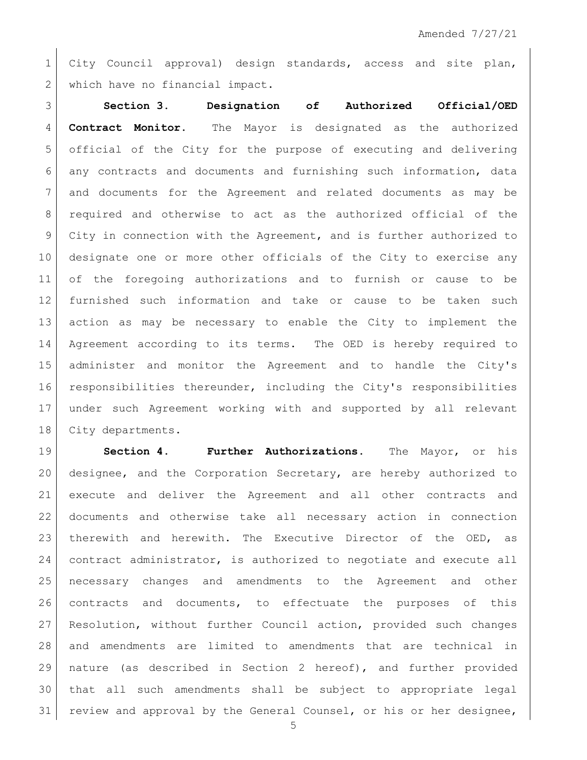City Council approval) design standards, access and site plan, which have no financial impact.

**Section 3. Designation of Authorized Official/OED Contract Monitor.** The Mayor is designated as the authorized official of the City for the purpose of executing and delivering any contracts and documents and furnishing such information, data and documents for the Agreement and related documents as may be required and otherwise to act as the authorized official of the City in connection with the Agreement, and is further authorized to designate one or more other officials of the City to exercise any of the foregoing authorizations and to furnish or cause to be furnished such information and take or cause to be taken such action as may be necessary to enable the City to implement the Agreement according to its terms. The OED is hereby required to administer and monitor the Agreement and to handle the City's responsibilities thereunder, including the City's responsibilities under such Agreement working with and supported by all relevant City departments.

**Section 4. Further Authorizations.** The Mayor, or his designee, and the Corporation Secretary, are hereby authorized to execute and deliver the Agreement and all other contracts and documents and otherwise take all necessary action in connection therewith and herewith. The Executive Director of the OED, as contract administrator, is authorized to negotiate and execute all necessary changes and amendments to the Agreement and other contracts and documents, to effectuate the purposes of this Resolution, without further Council action, provided such changes and amendments are limited to amendments that are technical in nature (as described in Section 2 hereof), and further provided that all such amendments shall be subject to appropriate legal review and approval by the General Counsel, or his or her designee,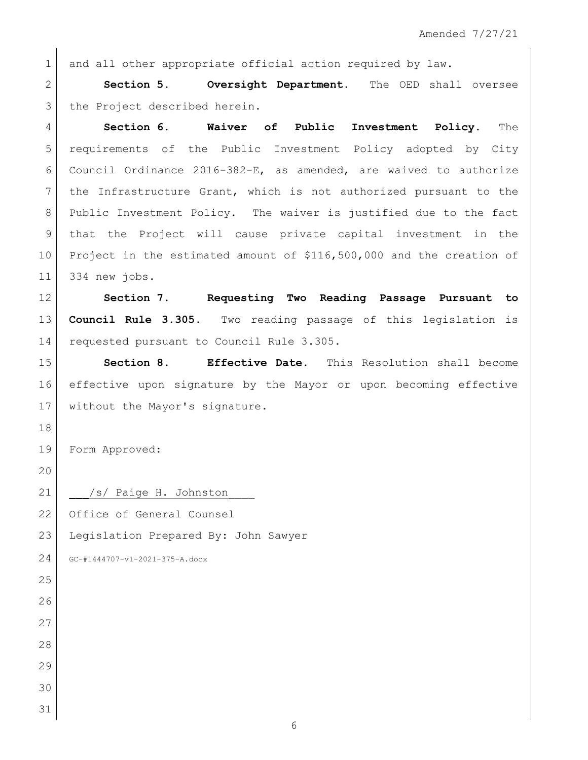and all other appropriate official action required by law.

**Section 5. Oversight Department.** The OED shall oversee the Project described herein.

**Section 6. Waiver of Public Investment Policy.** The requirements of the Public Investment Policy adopted by City Council Ordinance 2016-382-E, as amended, are waived to authorize the Infrastructure Grant, which is not authorized pursuant to the Public Investment Policy. The waiver is justified due to the fact that the Project will cause private capital investment in the Project in the estimated amount of $116,500,000 and the creation of 334 new jobs.

**Section 7. Requesting Two Reading Passage Pursuant to Council Rule 3.305.** Two reading passage of this legislation is requested pursuant to Council Rule 3.305.

**Section 8. Effective Date.** This Resolution shall become effective upon signature by the Mayor or upon becoming effective without the Mayor's signature.

Form Approved:

/s/ Paige H. Johnston

Office of General Counsel

Legislation Prepared By: John Sawyer

GC-#1444707-v1-2021-375-A.docx